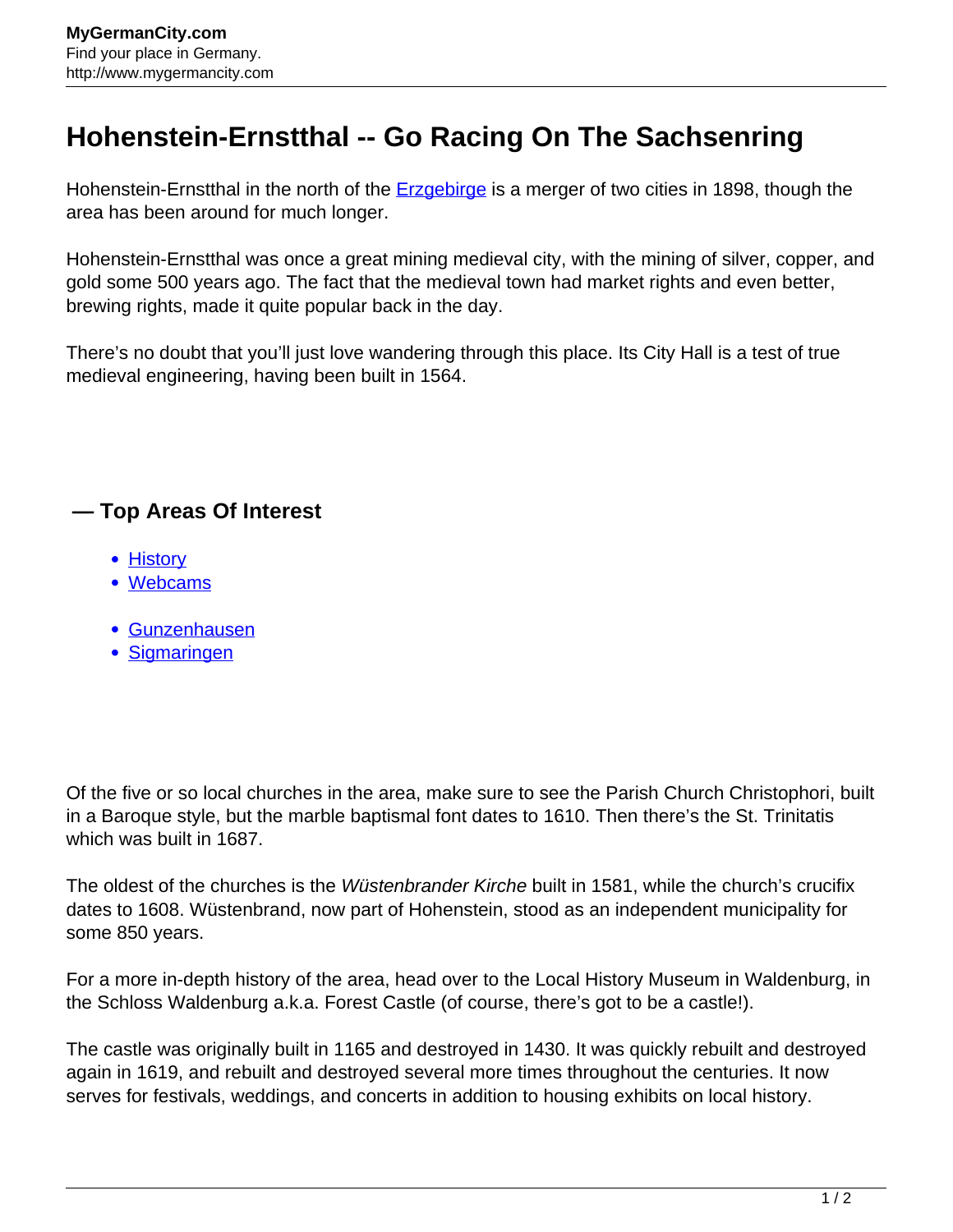# Hohenstein-Ernstthal -- Go Racing On The Sachsenring

Hohenstein-Ernstthal in the north of the Erzgebirge is a merger of two cities in 1898, though the area has been around for much longer.

Hohenstein-Ernstthal was once a great mining medieval city, with the mining of silver, copper, and gold some 500 years ago. The fact that the medieval town had market rights and even better, brewing rights, made it quite popular back in the day.

There's no doubt that you'll just love wandering through this place. Its City Hall is a test of true medieval engineering, having been built in 1564.

## — Top Areas Of Interest

- History
- Webcams

- Gunzenhausen
- Sigmaringen

Of the five or so local churches in the area, make sure to see the Parish Church Christophori, built in a Baroque style, but the marble baptismal font dates to 1610. Then there's the St. Trinitatis which was built in 1687.

The oldest of the churches is the *Wüstenbrander Kirche* built in 1581, while the church's crucifix dates to 1608. Wüstenbrand, now part of Hohenstein, stood as an independent municipality for some 850 years.

For a more in-depth history of the area, head over to the Local History Museum in Waldenburg, in the Schloss Waldenburg a.k.a. Forest Castle (of course, there's got to be a castle!).

The castle was originally built in 1165 and destroyed in 1430. It was quickly rebuilt and destroyed again in 1619, and rebuilt and destroyed several more times throughout the centuries. It now serves for festivals, weddings, and concerts in addition to housing exhibits on local history.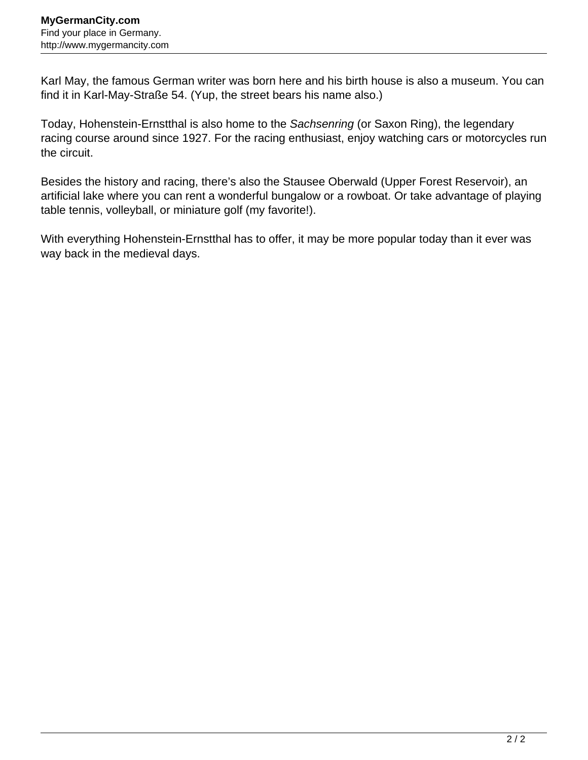Karl May, the famous German writer was born here and his birth house is also a museum. You can find it in Karl-May-Straße 54. (Yup, the street bears his name also.)

Today, Hohenstein-Ernstthal is also home to the *Sachsenring* (or Saxon Ring), the legendary racing course around since 1927. For the racing enthusiast, enjoy watching cars or motorcycles run the circuit.

Besides the history and racing, there's also the Stausee Oberwald (Upper Forest Reservoir), an artificial lake where you can rent a wonderful bungalow or a rowboat. Or take advantage of playing table tennis, volleyball, or miniature golf (my favorite!).

With everything Hohenstein-Ernstthal has to offer, it may be more popular today than it ever was way back in the medieval days.